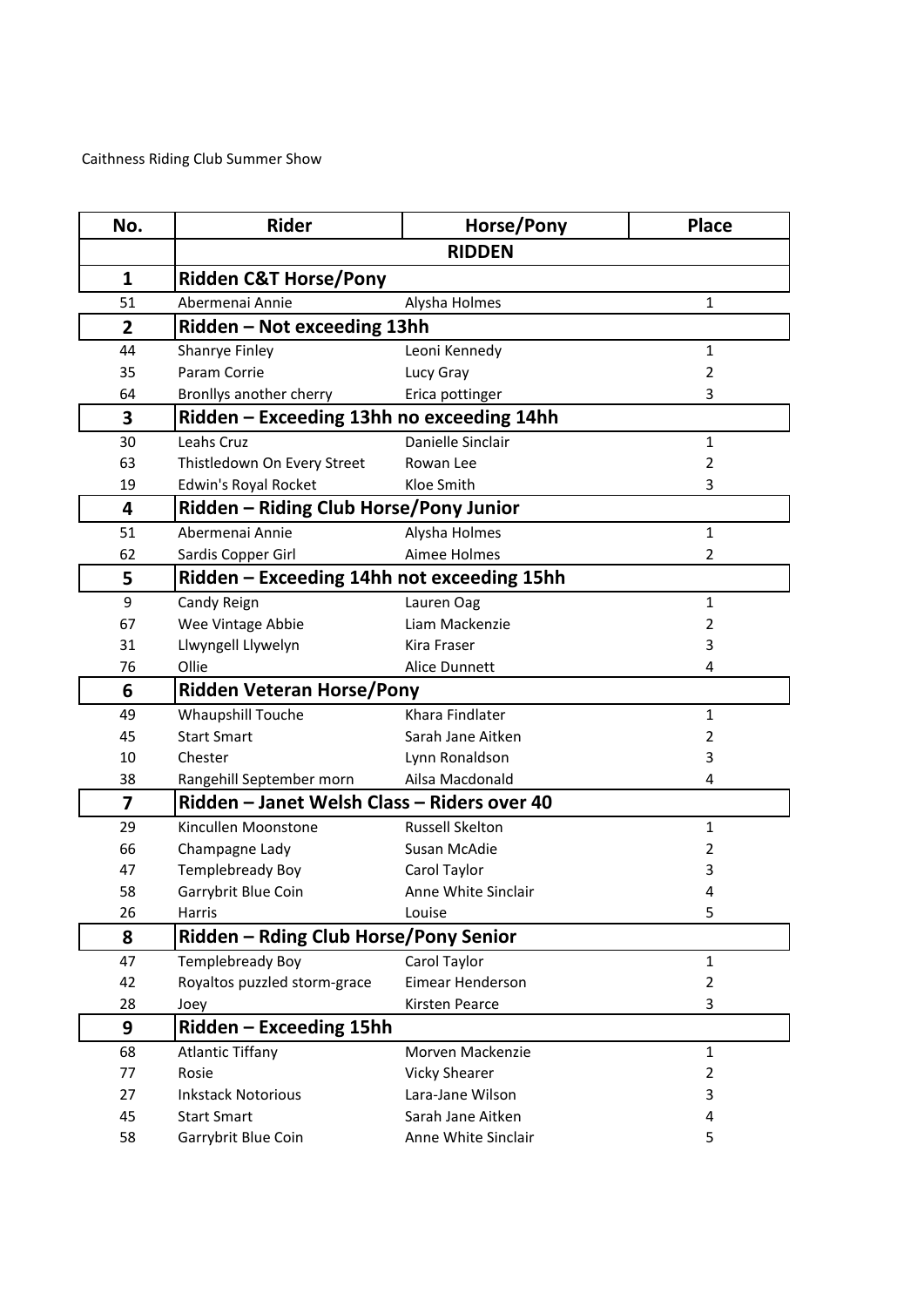Caithness Riding Club Summer Show

| No. | Rider | Horse/Pony | Place |
|---|---|---|---|
| | **RIDDEN** | | |
| **1** | **Ridden C&T Horse/Pony** | | |
| 51 | Abermenai Annie | Alysha Holmes | 1 |
| **2** | **Ridden – Not exceeding 13hh** | | |
| 44 | Shanrye Finley | Leoni Kennedy | 1 |
| 35 | Param Corrie | Lucy Gray | 2 |
| 64 | Bronllys another cherry | Erica pottinger | 3 |
| **3** | **Ridden – Exceeding 13hh no exceeding 14hh** | | |
| 30 | Leahs Cruz | Danielle Sinclair | 1 |
| 63 | Thistledown On Every Street | Rowan Lee | 2 |
| 19 | Edwin's Royal Rocket | Kloe Smith | 3 |
| **4** | **Ridden – Riding Club Horse/Pony Junior** | | |
| 51 | Abermenai Annie | Alysha Holmes | 1 |
| 62 | Sardis Copper Girl | Aimee Holmes | 2 |
| **5** | **Ridden – Exceeding 14hh not exceeding 15hh** | | |
| 9 | Candy Reign | Lauren Oag | 1 |
| 67 | Wee Vintage Abbie | Liam Mackenzie | 2 |
| 31 | Llwyngell Llywelyn | Kira Fraser | 3 |
| 76 | Ollie | Alice Dunnett | 4 |
| **6** | **Ridden Veteran Horse/Pony** | | |
| 49 | Whaupshill Touche | Khara Findlater | 1 |
| 45 | Start Smart | Sarah Jane Aitken | 2 |
| 10 | Chester | Lynn Ronaldson | 3 |
| 38 | Rangehill September morn | Ailsa Macdonald | 4 |
| **7** | **Ridden – Janet Welsh Class – Riders over 40** | | |
| 29 | Kincullen Moonstone | Russell Skelton | 1 |
| 66 | Champagne Lady | Susan McAdie | 2 |
| 47 | Templebready Boy | Carol Taylor | 3 |
| 58 | Garrybrit Blue Coin | Anne White Sinclair | 4 |
| 26 | Harris | Louise | 5 |
| **8** | **Ridden – Rding Club Horse/Pony Senior** | | |
| 47 | Templebready Boy | Carol Taylor | 1 |
| 42 | Royaltos puzzled storm-grace | Eimear Henderson | 2 |
| 28 | Joey | Kirsten Pearce | 3 |
| **9** | **Ridden – Exceeding 15hh** | | |
| 68 | Atlantic Tiffany | Morven Mackenzie | 1 |
| 77 | Rosie | Vicky Shearer | 2 |
| 27 | Inkstack Notorious | Lara-Jane Wilson | 3 |
| 45 | Start Smart | Sarah Jane Aitken | 4 |
| 58 | Garrybrit Blue Coin | Anne White Sinclair | 5 |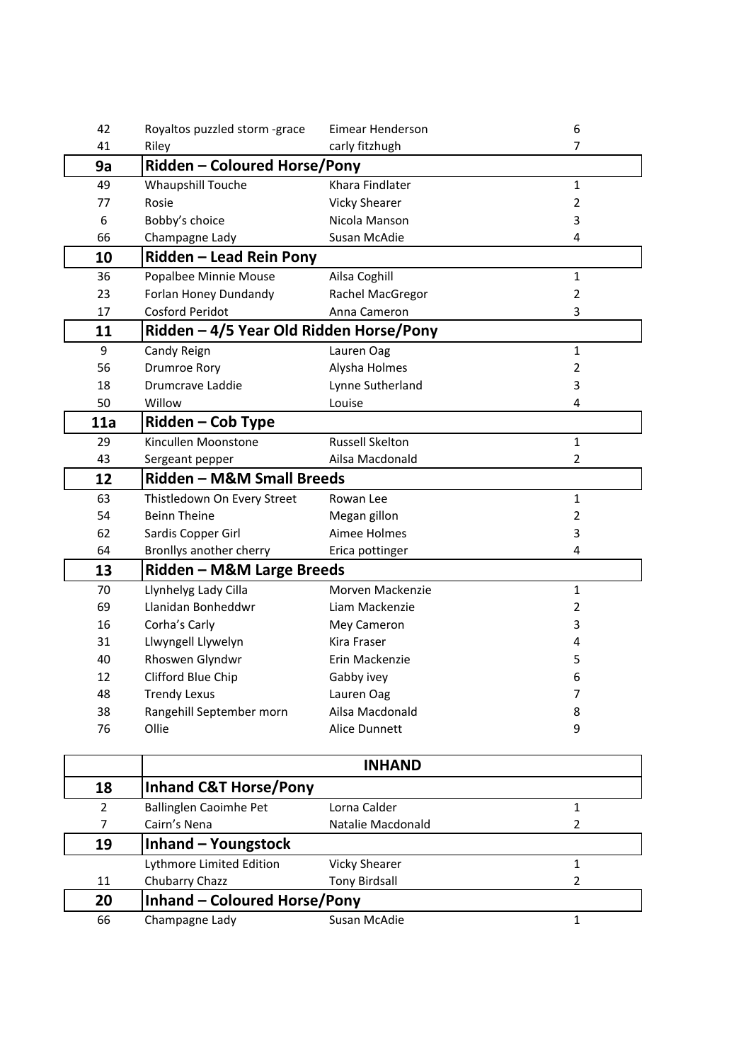| | | | |
|---|---|---|---|
| 42 | Royaltos puzzled storm -grace | Eimear Henderson | 6 |
| 41 | Riley | carly fitzhugh | 7 |
| **9a** | **Ridden – Coloured Horse/Pony** | | |
| 49 | Whaupshill Touche | Khara Findlater | 1 |
| 77 | Rosie | Vicky Shearer | 2 |
| 6 | Bobby's choice | Nicola Manson | 3 |
| 66 | Champagne Lady | Susan McAdie | 4 |
| **10** | **Ridden – Lead Rein Pony** | | |
| 36 | Popalbee Minnie Mouse | Ailsa Coghill | 1 |
| 23 | Forlan Honey Dundandy | Rachel MacGregor | 2 |
| 17 | Cosford Peridot | Anna Cameron | 3 |
| **11** | **Ridden – 4/5 Year Old Ridden Horse/Pony** | | |
| 9 | Candy Reign | Lauren Oag | 1 |
| 56 | Drumroe Rory | Alysha Holmes | 2 |
| 18 | Drumcrave Laddie | Lynne Sutherland | 3 |
| 50 | Willow | Louise | 4 |
| **11a** | **Ridden – Cob Type** | | |
| 29 | Kincullen Moonstone | Russell Skelton | 1 |
| 43 | Sergeant pepper | Ailsa Macdonald | 2 |
| **12** | **Ridden – M&M Small Breeds** | | |
| 63 | Thistledown On Every Street | Rowan Lee | 1 |
| 54 | Beinn Theine | Megan gillon | 2 |
| 62 | Sardis Copper Girl | Aimee Holmes | 3 |
| 64 | Bronllys another cherry | Erica pottinger | 4 |
| **13** | **Ridden – M&M Large Breeds** | | |
| 70 | Llynhelyg Lady Cilla | Morven Mackenzie | 1 |
| 69 | Llanidan Bonheddwr | Liam Mackenzie | 2 |
| 16 | Corha's Carly | Mey Cameron | 3 |
| 31 | Llwyngell Llywelyn | Kira Fraser | 4 |
| 40 | Rhoswen Glyndwr | Erin Mackenzie | 5 |
| 12 | Clifford Blue Chip | Gabby ivey | 6 |
| 48 | Trendy Lexus | Lauren Oag | 7 |
| 38 | Rangehill September morn | Ailsa Macdonald | 8 |
| 76 | Ollie | Alice Dunnett | 9 |

| | **INHAND** | | |
|---|---|---|---|
| **18** | **Inhand C&T Horse/Pony** | | |
| 2 | Ballinglen Caoimhe Pet | Lorna Calder | 1 |
| 7 | Cairn's Nena | Natalie Macdonald | 2 |
| **19** | **Inhand – Youngstock** | | |
| | Lythmore Limited Edition | Vicky Shearer | 1 |
| 11 | Chubarry Chazz | Tony Birdsall | 2 |
| **20** | **Inhand – Coloured Horse/Pony** | | |
| 66 | Champagne Lady | Susan McAdie | 1 |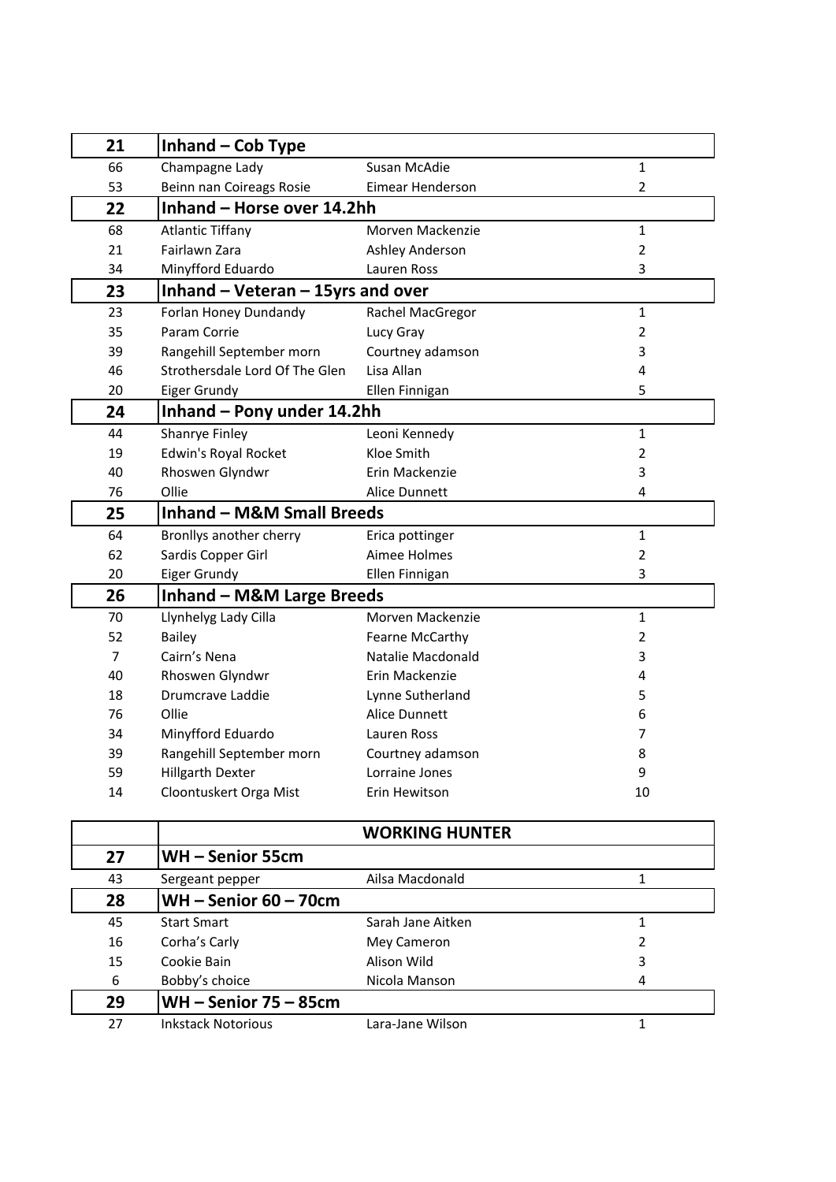| 21 | Inhand – Cob Type | | |
|---|---|---|---|
| 66 | Champagne Lady | Susan McAdie | 1 |
| 53 | Beinn nan Coireags Rosie | Eimear Henderson | 2 |
| **22** | **Inhand – Horse over 14.2hh** | | |
| 68 | Atlantic Tiffany | Morven Mackenzie | 1 |
| 21 | Fairlawn Zara | Ashley Anderson | 2 |
| 34 | Minyfford Eduardo | Lauren Ross | 3 |
| **23** | **Inhand – Veteran – 15yrs and over** | | |
| 23 | Forlan Honey Dundandy | Rachel MacGregor | 1 |
| 35 | Param Corrie | Lucy Gray | 2 |
| 39 | Rangehill September morn | Courtney adamson | 3 |
| 46 | Strothersdale Lord Of The Glen | Lisa Allan | 4 |
| 20 | Eiger Grundy | Ellen Finnigan | 5 |
| **24** | **Inhand – Pony under 14.2hh** | | |
| 44 | Shanrye Finley | Leoni Kennedy | 1 |
| 19 | Edwin's Royal Rocket | Kloe Smith | 2 |
| 40 | Rhoswen Glyndwr | Erin Mackenzie | 3 |
| 76 | Ollie | Alice Dunnett | 4 |
| **25** | **Inhand – M&M Small Breeds** | | |
| 64 | Bronllys another cherry | Erica pottinger | 1 |
| 62 | Sardis Copper Girl | Aimee Holmes | 2 |
| 20 | Eiger Grundy | Ellen Finnigan | 3 |
| **26** | **Inhand – M&M Large Breeds** | | |
| 70 | Llynhelyg Lady Cilla | Morven Mackenzie | 1 |
| 52 | Bailey | Fearne McCarthy | 2 |
| 7 | Cairn's Nena | Natalie Macdonald | 3 |
| 40 | Rhoswen Glyndwr | Erin Mackenzie | 4 |
| 18 | Drumcrave Laddie | Lynne Sutherland | 5 |
| 76 | Ollie | Alice Dunnett | 6 |
| 34 | Minyfford Eduardo | Lauren Ross | 7 |
| 39 | Rangehill September morn | Courtney adamson | 8 |
| 59 | Hillgarth Dexter | Lorraine Jones | 9 |
| 14 | Cloontuskert Orga Mist | Erin Hewitson | 10 |

| | WORKING HUNTER | | |
|---|---|---|---|
| **27** | **WH – Senior 55cm** | | |
| 43 | Sergeant pepper | Ailsa Macdonald | 1 |
| **28** | **WH – Senior 60 – 70cm** | | |
| 45 | Start Smart | Sarah Jane Aitken | 1 |
| 16 | Corha's Carly | Mey Cameron | 2 |
| 15 | Cookie Bain | Alison Wild | 3 |
| 6 | Bobby's choice | Nicola Manson | 4 |
| **29** | **WH – Senior 75 – 85cm** | | |
| 27 | Inkstack Notorious | Lara-Jane Wilson | 1 |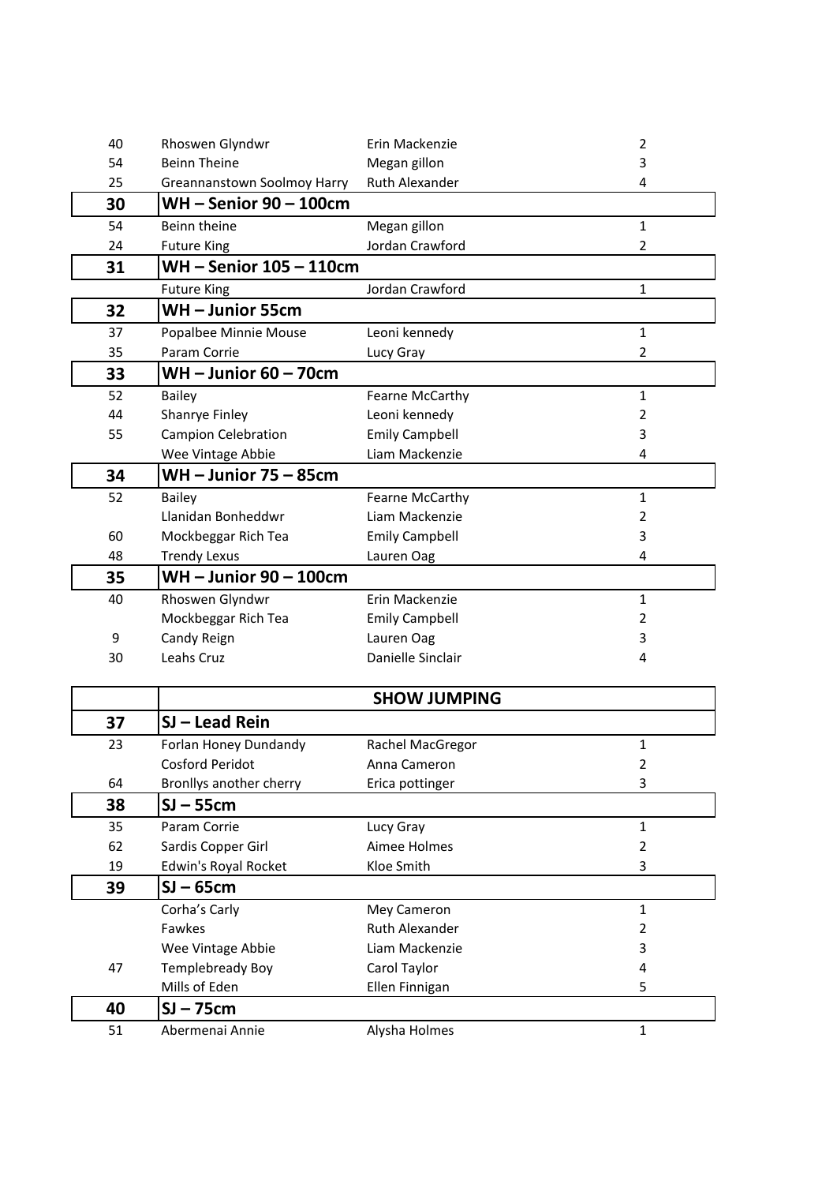| | | | |
|---|---|---|---|
| 40 | Rhoswen Glyndwr | Erin Mackenzie | 2 |
| 54 | Beinn Theine | Megan gillon | 3 |
| 25 | Greannanstown Soolmoy Harry | Ruth Alexander | 4 |
| **30** | **WH – Senior 90 – 100cm** | | |
| 54 | Beinn theine | Megan gillon | 1 |
| 24 | Future King | Jordan Crawford | 2 |
| **31** | **WH – Senior 105 – 110cm** | | |
| | Future King | Jordan Crawford | 1 |
| **32** | **WH – Junior 55cm** | | |
| 37 | Popalbee Minnie Mouse | Leoni kennedy | 1 |
| 35 | Param Corrie | Lucy Gray | 2 |
| **33** | **WH – Junior 60 – 70cm** | | |
| 52 | Bailey | Fearne McCarthy | 1 |
| 44 | Shanrye Finley | Leoni kennedy | 2 |
| 55 | Campion Celebration | Emily Campbell | 3 |
| | Wee Vintage Abbie | Liam Mackenzie | 4 |
| **34** | **WH – Junior 75 – 85cm** | | |
| 52 | Bailey | Fearne McCarthy | 1 |
| | Llanidan Bonheddwr | Liam Mackenzie | 2 |
| 60 | Mockbeggar Rich Tea | Emily Campbell | 3 |
| 48 | Trendy Lexus | Lauren Oag | 4 |
| **35** | **WH – Junior 90 – 100cm** | | |
| 40 | Rhoswen Glyndwr | Erin Mackenzie | 1 |
| | Mockbeggar Rich Tea | Emily Campbell | 2 |
| 9 | Candy Reign | Lauren Oag | 3 |
| 30 | Leahs Cruz | Danielle Sinclair | 4 |

| | | | |
|---|---|---|---|
| | **SHOW JUMPING** | | |
| **37** | **SJ – Lead Rein** | | |
| 23 | Forlan Honey Dundandy | Rachel MacGregor | 1 |
| | Cosford Peridot | Anna Cameron | 2 |
| 64 | Bronllys another cherry | Erica pottinger | 3 |
| **38** | **SJ – 55cm** | | |
| 35 | Param Corrie | Lucy Gray | 1 |
| 62 | Sardis Copper Girl | Aimee Holmes | 2 |
| 19 | Edwin's Royal Rocket | Kloe Smith | 3 |
| **39** | **SJ – 65cm** | | |
| | Corha's Carly | Mey Cameron | 1 |
| | Fawkes | Ruth Alexander | 2 |
| | Wee Vintage Abbie | Liam Mackenzie | 3 |
| 47 | Templebready Boy | Carol Taylor | 4 |
| | Mills of Eden | Ellen Finnigan | 5 |
| **40** | **SJ – 75cm** | | |
| 51 | Abermenai Annie | Alysha Holmes | 1 |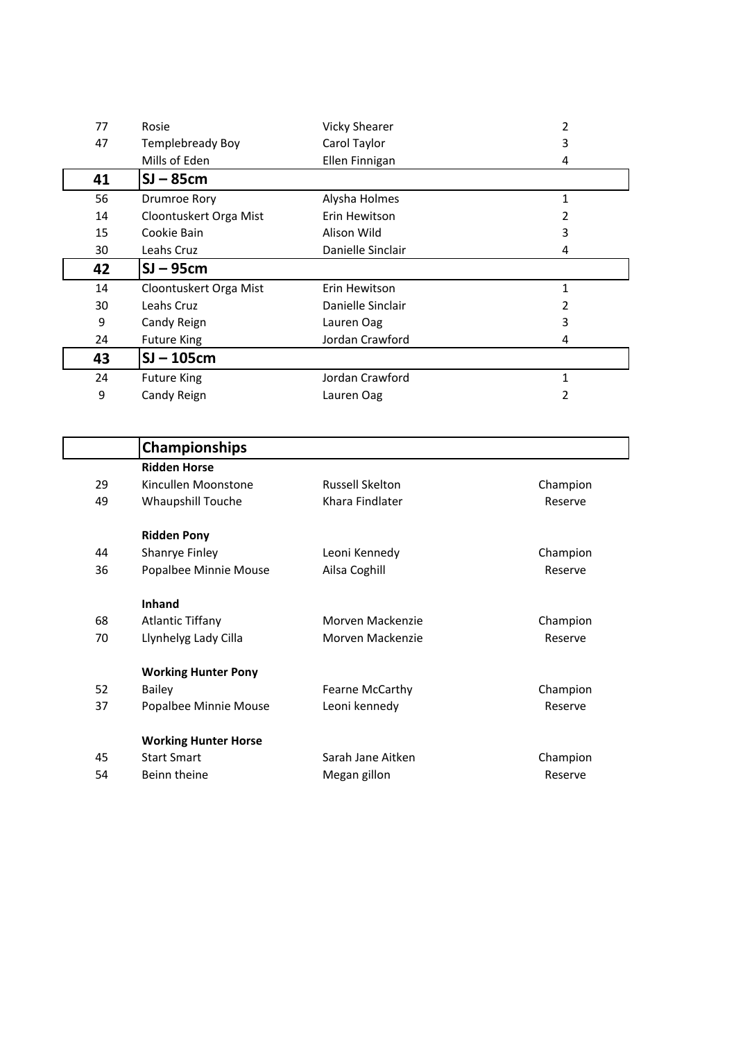| | | | |
|---|---|---|---|
| 77 | Rosie | Vicky Shearer | 2 |
| 47 | Templebready Boy | Carol Taylor | 3 |
| | Mills of Eden | Ellen Finnigan | 4 |
| **41** | **SJ – 85cm** | | |
| 56 | Drumroe Rory | Alysha Holmes | 1 |
| 14 | Cloontuskert Orga Mist | Erin Hewitson | 2 |
| 15 | Cookie Bain | Alison Wild | 3 |
| 30 | Leahs Cruz | Danielle Sinclair | 4 |
| **42** | **SJ – 95cm** | | |
| 14 | Cloontuskert Orga Mist | Erin Hewitson | 1 |
| 30 | Leahs Cruz | Danielle Sinclair | 2 |
| 9 | Candy Reign | Lauren Oag | 3 |
| 24 | Future King | Jordan Crawford | 4 |
| **43** | **SJ – 105cm** | | |
| 24 | Future King | Jordan Crawford | 1 |
| 9 | Candy Reign | Lauren Oag | 2 |

| | | | |
|---|---|---|---|
| | **Championships** | | |
| | **Ridden Horse** | | |
| 29 | Kincullen Moonstone | Russell Skelton | Champion |
| 49 | Whaupshill Touche | Khara Findlater | Reserve |
| | **Ridden Pony** | | |
| 44 | Shanrye Finley | Leoni Kennedy | Champion |
| 36 | Popalbee Minnie Mouse | Ailsa Coghill | Reserve |
| | **Inhand** | | |
| 68 | Atlantic Tiffany | Morven Mackenzie | Champion |
| 70 | Llynhelyg Lady Cilla | Morven Mackenzie | Reserve |
| | **Working Hunter Pony** | | |
| 52 | Bailey | Fearne McCarthy | Champion |
| 37 | Popalbee Minnie Mouse | Leoni kennedy | Reserve |
| | **Working Hunter Horse** | | |
| 45 | Start Smart | Sarah Jane Aitken | Champion |
| 54 | Beinn theine | Megan gillon | Reserve |